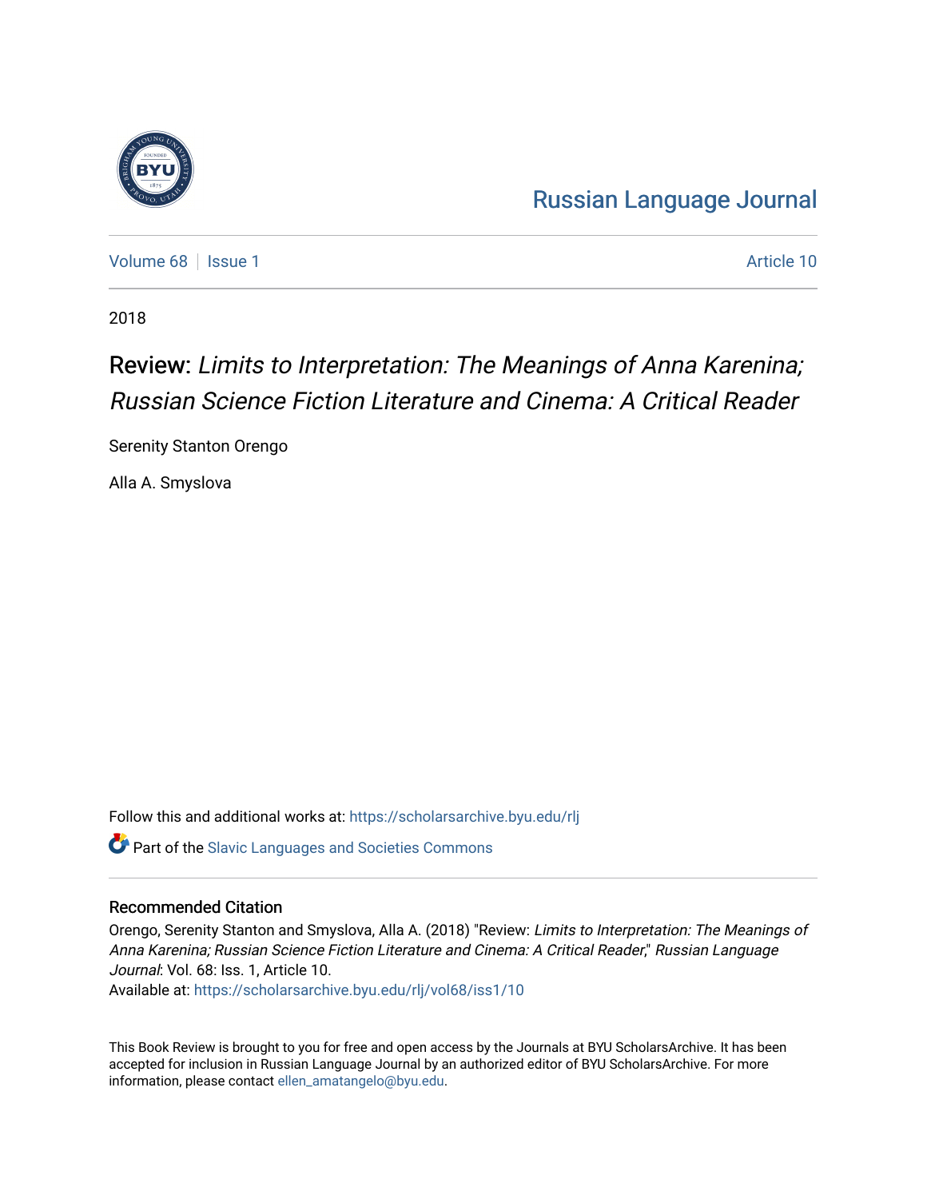Russian Language Journal

Volume 68 | Issue 1 | Article 10

2018

# Review: *Limits to Interpretation: The Meanings of Anna Karenina; Russian Science Fiction Literature and Cinema: A Critical Reader*

Serenity Stanton Orengo

Alla A. Smyslova

Follow this and additional works at: https://scholarsarchive.byu.edu/rlj

Part of the Slavic Languages and Societies Commons

## Recommended Citation

Orengo, Serenity Stanton and Smyslova, Alla A. (2018) "Review: *Limits to Interpretation: The Meanings of Anna Karenina; Russian Science Fiction Literature and Cinema: A Critical Reader*," *Russian Language Journal*: Vol. 68: Iss. 1, Article 10.
Available at: https://scholarsarchive.byu.edu/rlj/vol68/iss1/10

This Book Review is brought to you for free and open access by the Journals at BYU ScholarsArchive. It has been accepted for inclusion in Russian Language Journal by an authorized editor of BYU ScholarsArchive. For more information, please contact ellen_amatangelo@byu.edu.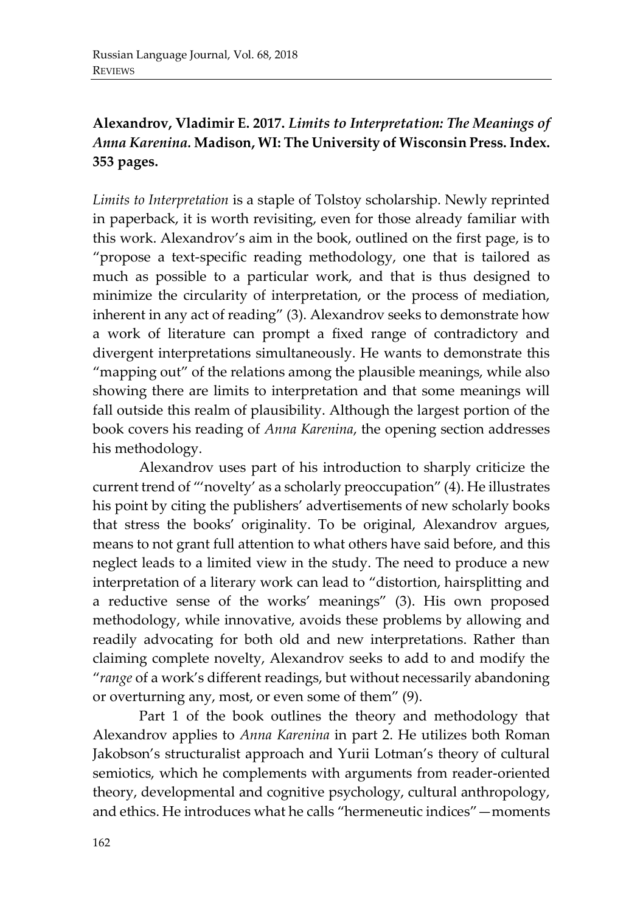**Alexandrov, Vladimir E. 2017. *Limits to Interpretation: The Meanings of Anna Karenina.* Madison, WI: The University of Wisconsin Press. Index. 353 pages.**

*Limits to Interpretation* is a staple of Tolstoy scholarship. Newly reprinted in paperback, it is worth revisiting, even for those already familiar with this work. Alexandrov's aim in the book, outlined on the first page, is to "propose a text-specific reading methodology, one that is tailored as much as possible to a particular work, and that is thus designed to minimize the circularity of interpretation, or the process of mediation, inherent in any act of reading" (3). Alexandrov seeks to demonstrate how a work of literature can prompt a fixed range of contradictory and divergent interpretations simultaneously. He wants to demonstrate this "mapping out" of the relations among the plausible meanings, while also showing there are limits to interpretation and that some meanings will fall outside this realm of plausibility. Although the largest portion of the book covers his reading of *Anna Karenina*, the opening section addresses his methodology.

Alexandrov uses part of his introduction to sharply criticize the current trend of "'novelty' as a scholarly preoccupation" (4). He illustrates his point by citing the publishers' advertisements of new scholarly books that stress the books' originality. To be original, Alexandrov argues, means to not grant full attention to what others have said before, and this neglect leads to a limited view in the study. The need to produce a new interpretation of a literary work can lead to "distortion, hairsplitting and a reductive sense of the works' meanings" (3). His own proposed methodology, while innovative, avoids these problems by allowing and readily advocating for both old and new interpretations. Rather than claiming complete novelty, Alexandrov seeks to add to and modify the "*range* of a work's different readings, but without necessarily abandoning or overturning any, most, or even some of them" (9).

Part 1 of the book outlines the theory and methodology that Alexandrov applies to *Anna Karenina* in part 2. He utilizes both Roman Jakobson's structuralist approach and Yurii Lotman's theory of cultural semiotics, which he complements with arguments from reader-oriented theory, developmental and cognitive psychology, cultural anthropology, and ethics. He introduces what he calls "hermeneutic indices"—moments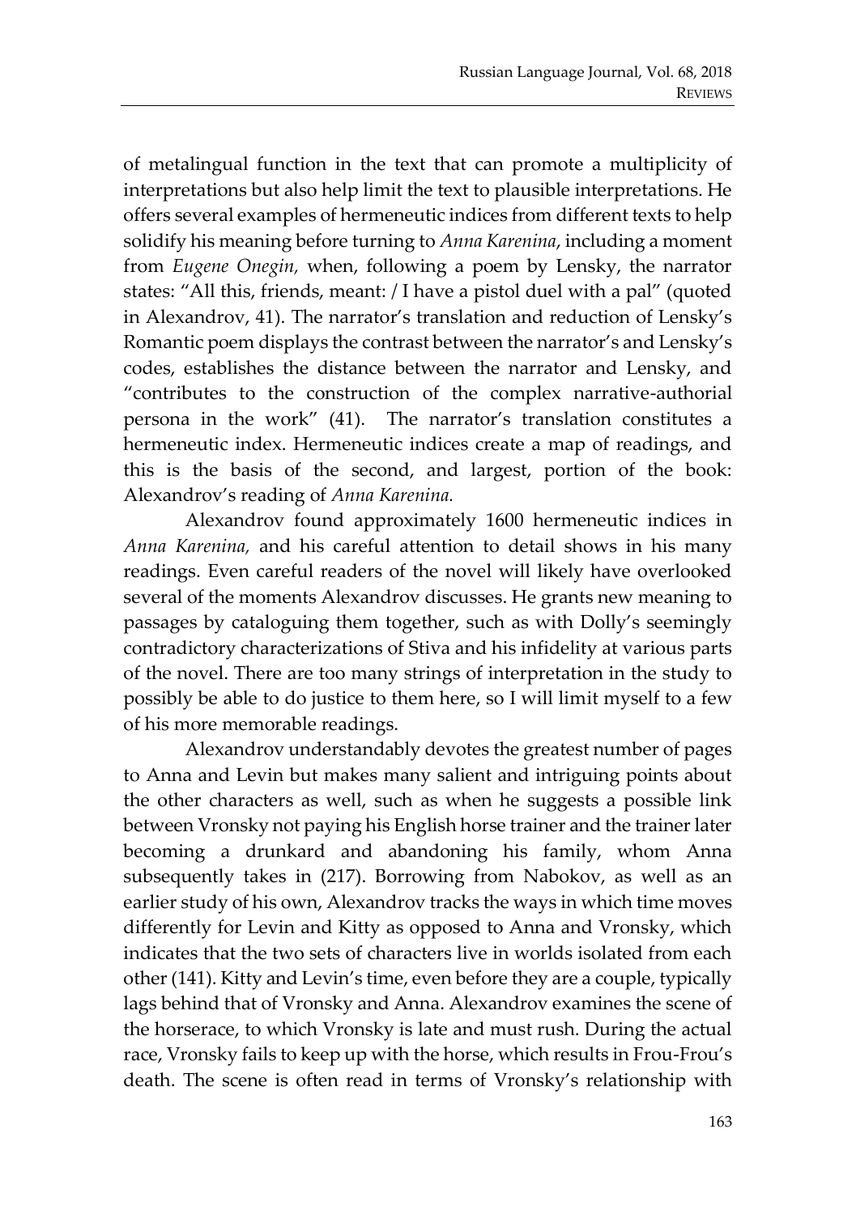of metalingual function in the text that can promote a multiplicity of interpretations but also help limit the text to plausible interpretations. He offers several examples of hermeneutic indices from different texts to help solidify his meaning before turning to *Anna Karenina*, including a moment from *Eugene Onegin,* when, following a poem by Lensky, the narrator states: "All this, friends, meant: / I have a pistol duel with a pal" (quoted in Alexandrov, 41). The narrator's translation and reduction of Lensky's Romantic poem displays the contrast between the narrator's and Lensky's codes, establishes the distance between the narrator and Lensky, and "contributes to the construction of the complex narrative-authorial persona in the work" (41). The narrator's translation constitutes a hermeneutic index. Hermeneutic indices create a map of readings, and this is the basis of the second, and largest, portion of the book: Alexandrov's reading of *Anna Karenina.*

Alexandrov found approximately 1600 hermeneutic indices in *Anna Karenina,* and his careful attention to detail shows in his many readings. Even careful readers of the novel will likely have overlooked several of the moments Alexandrov discusses. He grants new meaning to passages by cataloguing them together, such as with Dolly's seemingly contradictory characterizations of Stiva and his infidelity at various parts of the novel. There are too many strings of interpretation in the study to possibly be able to do justice to them here, so I will limit myself to a few of his more memorable readings.

Alexandrov understandably devotes the greatest number of pages to Anna and Levin but makes many salient and intriguing points about the other characters as well, such as when he suggests a possible link between Vronsky not paying his English horse trainer and the trainer later becoming a drunkard and abandoning his family, whom Anna subsequently takes in (217). Borrowing from Nabokov, as well as an earlier study of his own, Alexandrov tracks the ways in which time moves differently for Levin and Kitty as opposed to Anna and Vronsky, which indicates that the two sets of characters live in worlds isolated from each other (141). Kitty and Levin's time, even before they are a couple, typically lags behind that of Vronsky and Anna. Alexandrov examines the scene of the horserace, to which Vronsky is late and must rush. During the actual race, Vronsky fails to keep up with the horse, which results in Frou-Frou's death. The scene is often read in terms of Vronsky's relationship with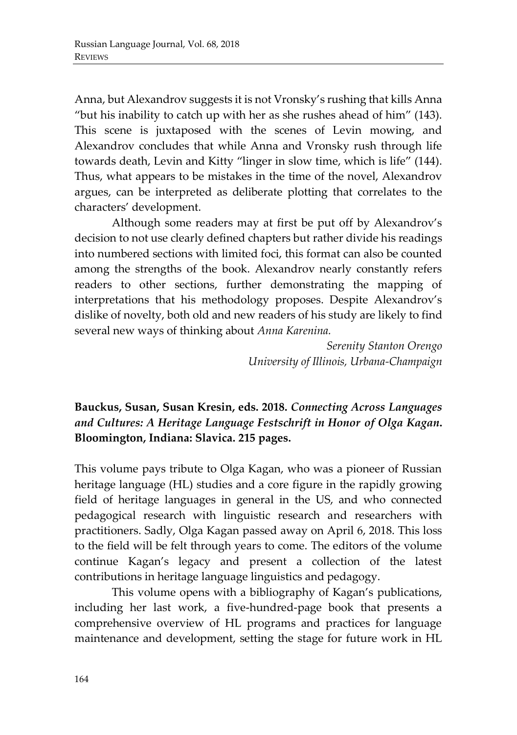Anna, but Alexandrov suggests it is not Vronsky's rushing that kills Anna "but his inability to catch up with her as she rushes ahead of him" (143). This scene is juxtaposed with the scenes of Levin mowing, and Alexandrov concludes that while Anna and Vronsky rush through life towards death, Levin and Kitty "linger in slow time, which is life" (144). Thus, what appears to be mistakes in the time of the novel, Alexandrov argues, can be interpreted as deliberate plotting that correlates to the characters' development.

Although some readers may at first be put off by Alexandrov's decision to not use clearly defined chapters but rather divide his readings into numbered sections with limited foci, this format can also be counted among the strengths of the book. Alexandrov nearly constantly refers readers to other sections, further demonstrating the mapping of interpretations that his methodology proposes. Despite Alexandrov's dislike of novelty, both old and new readers of his study are likely to find several new ways of thinking about *Anna Karenina.*

*Serenity Stanton Orengo*
*University of Illinois, Urbana-Champaign*

**Bauckus, Susan, Susan Kresin, eds. 2018.** ***Connecting Across Languages and Cultures: A Heritage Language Festschrift in Honor of Olga Kagan*****. Bloomington, Indiana: Slavica. 215 pages.**

This volume pays tribute to Olga Kagan, who was a pioneer of Russian heritage language (HL) studies and a core figure in the rapidly growing field of heritage languages in general in the US, and who connected pedagogical research with linguistic research and researchers with practitioners. Sadly, Olga Kagan passed away on April 6, 2018. This loss to the field will be felt through years to come. The editors of the volume continue Kagan's legacy and present a collection of the latest contributions in heritage language linguistics and pedagogy.

This volume opens with a bibliography of Kagan's publications, including her last work, a five-hundred-page book that presents a comprehensive overview of HL programs and practices for language maintenance and development, setting the stage for future work in HL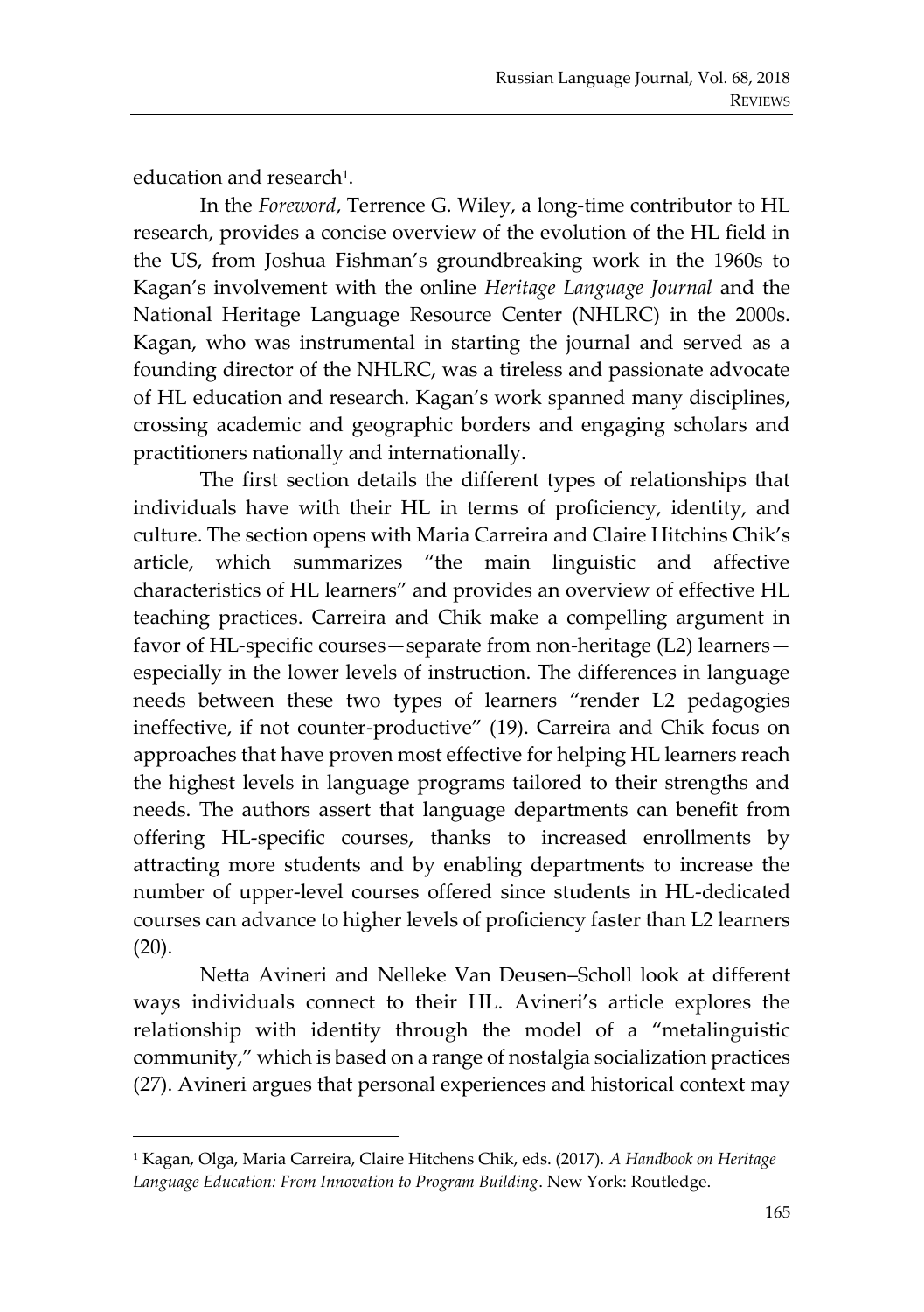education and research[1].

In the *Foreword*, Terrence G. Wiley, a long-time contributor to HL research, provides a concise overview of the evolution of the HL field in the US, from Joshua Fishman's groundbreaking work in the 1960s to Kagan's involvement with the online *Heritage Language Journal* and the National Heritage Language Resource Center (NHLRC) in the 2000s. Kagan, who was instrumental in starting the journal and served as a founding director of the NHLRC, was a tireless and passionate advocate of HL education and research. Kagan's work spanned many disciplines, crossing academic and geographic borders and engaging scholars and practitioners nationally and internationally.

The first section details the different types of relationships that individuals have with their HL in terms of proficiency, identity, and culture. The section opens with Maria Carreira and Claire Hitchins Chik's article, which summarizes "the main linguistic and affective characteristics of HL learners" and provides an overview of effective HL teaching practices. Carreira and Chik make a compelling argument in favor of HL-specific courses—separate from non-heritage (L2) learners—especially in the lower levels of instruction. The differences in language needs between these two types of learners "render L2 pedagogies ineffective, if not counter-productive" (19). Carreira and Chik focus on approaches that have proven most effective for helping HL learners reach the highest levels in language programs tailored to their strengths and needs. The authors assert that language departments can benefit from offering HL-specific courses, thanks to increased enrollments by attracting more students and by enabling departments to increase the number of upper-level courses offered since students in HL-dedicated courses can advance to higher levels of proficiency faster than L2 learners (20).

Netta Avineri and Nelleke Van Deusen–Scholl look at different ways individuals connect to their HL. Avineri's article explores the relationship with identity through the model of a "metalinguistic community," which is based on a range of nostalgia socialization practices (27). Avineri argues that personal experiences and historical context may

---

[1] Kagan, Olga, Maria Carreira, Claire Hitchens Chik, eds. (2017). *A Handbook on Heritage Language Education: From Innovation to Program Building*. New York: Routledge.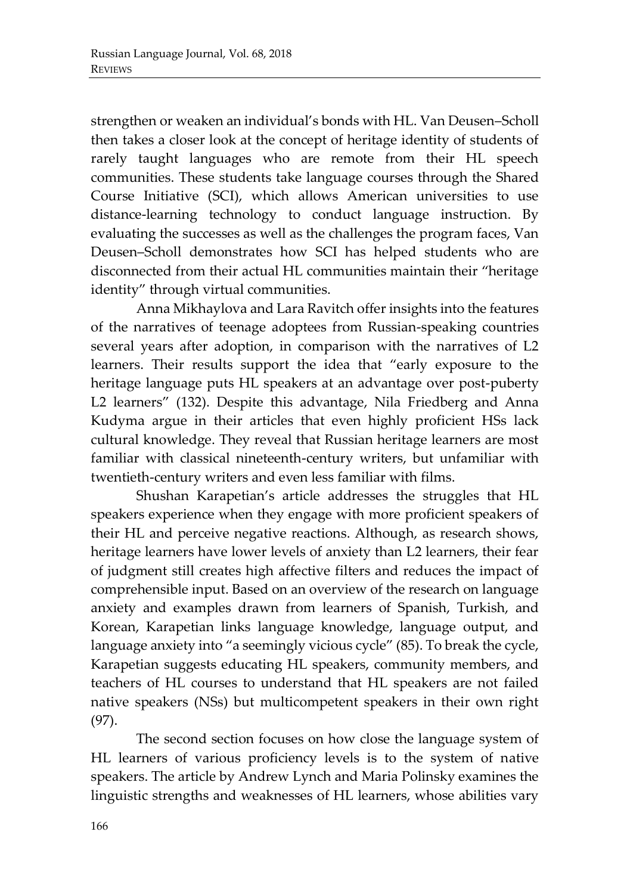strengthen or weaken an individual's bonds with HL. Van Deusen–Scholl then takes a closer look at the concept of heritage identity of students of rarely taught languages who are remote from their HL speech communities. These students take language courses through the Shared Course Initiative (SCI), which allows American universities to use distance-learning technology to conduct language instruction. By evaluating the successes as well as the challenges the program faces, Van Deusen–Scholl demonstrates how SCI has helped students who are disconnected from their actual HL communities maintain their "heritage identity" through virtual communities.

Anna Mikhaylova and Lara Ravitch offer insights into the features of the narratives of teenage adoptees from Russian-speaking countries several years after adoption, in comparison with the narratives of L2 learners. Their results support the idea that "early exposure to the heritage language puts HL speakers at an advantage over post-puberty L2 learners" (132). Despite this advantage, Nila Friedberg and Anna Kudyma argue in their articles that even highly proficient HSs lack cultural knowledge. They reveal that Russian heritage learners are most familiar with classical nineteenth-century writers, but unfamiliar with twentieth-century writers and even less familiar with films.

Shushan Karapetian's article addresses the struggles that HL speakers experience when they engage with more proficient speakers of their HL and perceive negative reactions. Although, as research shows, heritage learners have lower levels of anxiety than L2 learners, their fear of judgment still creates high affective filters and reduces the impact of comprehensible input. Based on an overview of the research on language anxiety and examples drawn from learners of Spanish, Turkish, and Korean, Karapetian links language knowledge, language output, and language anxiety into "a seemingly vicious cycle" (85). To break the cycle, Karapetian suggests educating HL speakers, community members, and teachers of HL courses to understand that HL speakers are not failed native speakers (NSs) but multicompetent speakers in their own right (97).

The second section focuses on how close the language system of HL learners of various proficiency levels is to the system of native speakers. The article by Andrew Lynch and Maria Polinsky examines the linguistic strengths and weaknesses of HL learners, whose abilities vary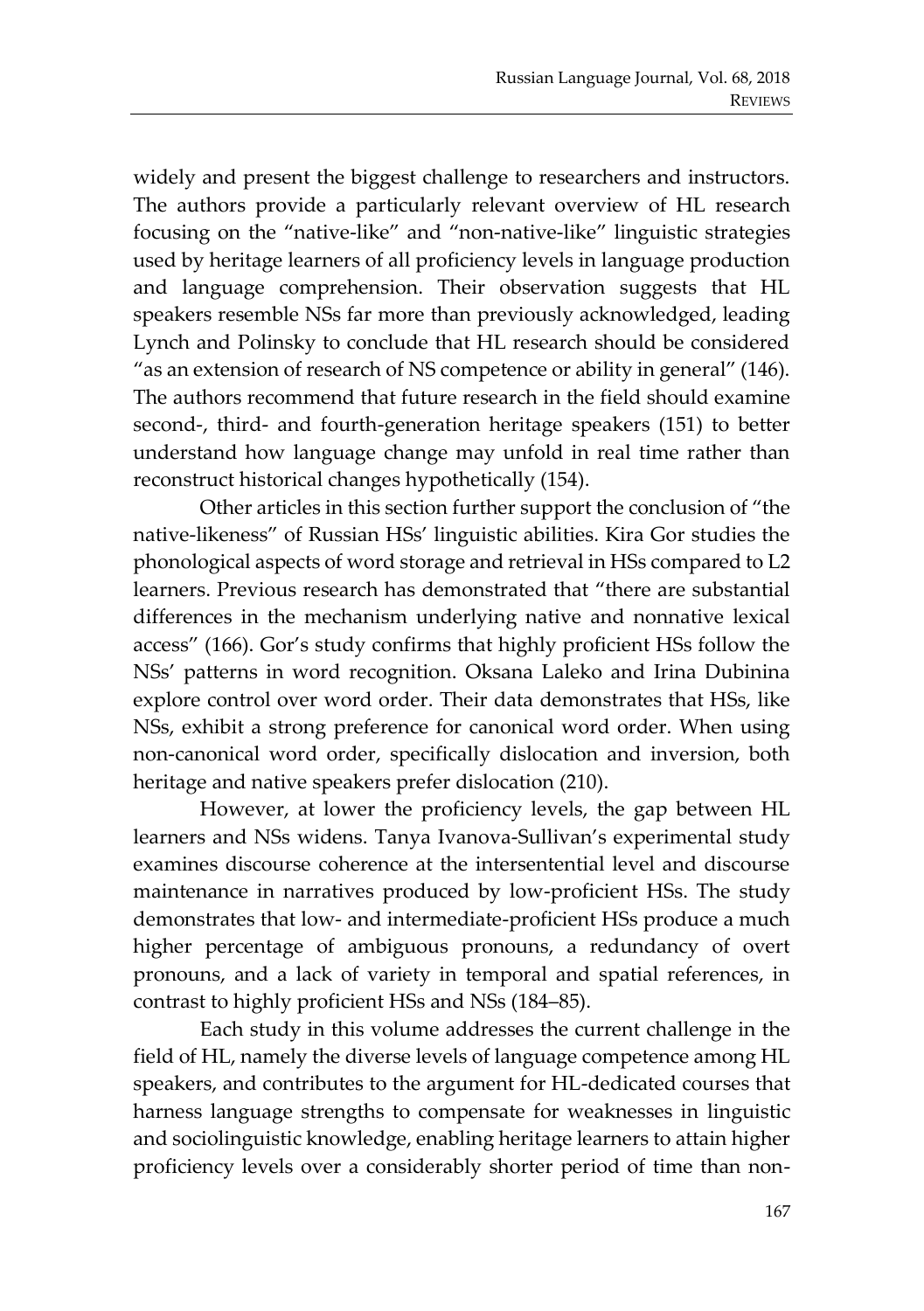widely and present the biggest challenge to researchers and instructors. The authors provide a particularly relevant overview of HL research focusing on the "native-like" and "non-native-like" linguistic strategies used by heritage learners of all proficiency levels in language production and language comprehension. Their observation suggests that HL speakers resemble NSs far more than previously acknowledged, leading Lynch and Polinsky to conclude that HL research should be considered "as an extension of research of NS competence or ability in general" (146). The authors recommend that future research in the field should examine second-, third- and fourth-generation heritage speakers (151) to better understand how language change may unfold in real time rather than reconstruct historical changes hypothetically (154).

Other articles in this section further support the conclusion of "the native-likeness" of Russian HSs' linguistic abilities. Kira Gor studies the phonological aspects of word storage and retrieval in HSs compared to L2 learners. Previous research has demonstrated that "there are substantial differences in the mechanism underlying native and nonnative lexical access" (166). Gor's study confirms that highly proficient HSs follow the NSs' patterns in word recognition. Oksana Laleko and Irina Dubinina explore control over word order. Their data demonstrates that HSs, like NSs, exhibit a strong preference for canonical word order. When using non-canonical word order, specifically dislocation and inversion, both heritage and native speakers prefer dislocation (210).

However, at lower the proficiency levels, the gap between HL learners and NSs widens. Tanya Ivanova-Sullivan's experimental study examines discourse coherence at the intersentential level and discourse maintenance in narratives produced by low-proficient HSs. The study demonstrates that low- and intermediate-proficient HSs produce a much higher percentage of ambiguous pronouns, a redundancy of overt pronouns, and a lack of variety in temporal and spatial references, in contrast to highly proficient HSs and NSs (184–85).

Each study in this volume addresses the current challenge in the field of HL, namely the diverse levels of language competence among HL speakers, and contributes to the argument for HL-dedicated courses that harness language strengths to compensate for weaknesses in linguistic and sociolinguistic knowledge, enabling heritage learners to attain higher proficiency levels over a considerably shorter period of time than non-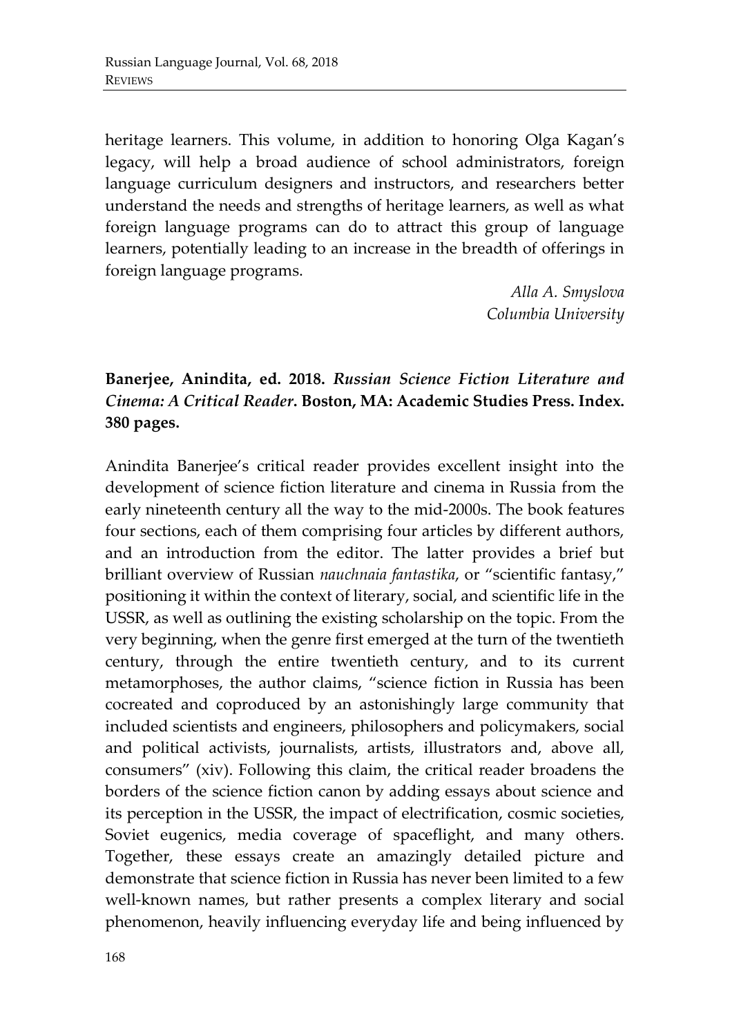heritage learners. This volume, in addition to honoring Olga Kagan's legacy, will help a broad audience of school administrators, foreign language curriculum designers and instructors, and researchers better understand the needs and strengths of heritage learners, as well as what foreign language programs can do to attract this group of language learners, potentially leading to an increase in the breadth of offerings in foreign language programs.

*Alla A. Smyslova*
*Columbia University*

**Banerjee, Anindita, ed. 2018. *Russian Science Fiction Literature and Cinema: A Critical Reader*. Boston, MA: Academic Studies Press. Index. 380 pages.**

Anindita Banerjee's critical reader provides excellent insight into the development of science fiction literature and cinema in Russia from the early nineteenth century all the way to the mid-2000s. The book features four sections, each of them comprising four articles by different authors, and an introduction from the editor. The latter provides a brief but brilliant overview of Russian *nauchnaia fantastika*, or "scientific fantasy," positioning it within the context of literary, social, and scientific life in the USSR, as well as outlining the existing scholarship on the topic. From the very beginning, when the genre first emerged at the turn of the twentieth century, through the entire twentieth century, and to its current metamorphoses, the author claims, "science fiction in Russia has been cocreated and coproduced by an astonishingly large community that included scientists and engineers, philosophers and policymakers, social and political activists, journalists, artists, illustrators and, above all, consumers" (xiv). Following this claim, the critical reader broadens the borders of the science fiction canon by adding essays about science and its perception in the USSR, the impact of electrification, cosmic societies, Soviet eugenics, media coverage of spaceflight, and many others. Together, these essays create an amazingly detailed picture and demonstrate that science fiction in Russia has never been limited to a few well-known names, but rather presents a complex literary and social phenomenon, heavily influencing everyday life and being influenced by